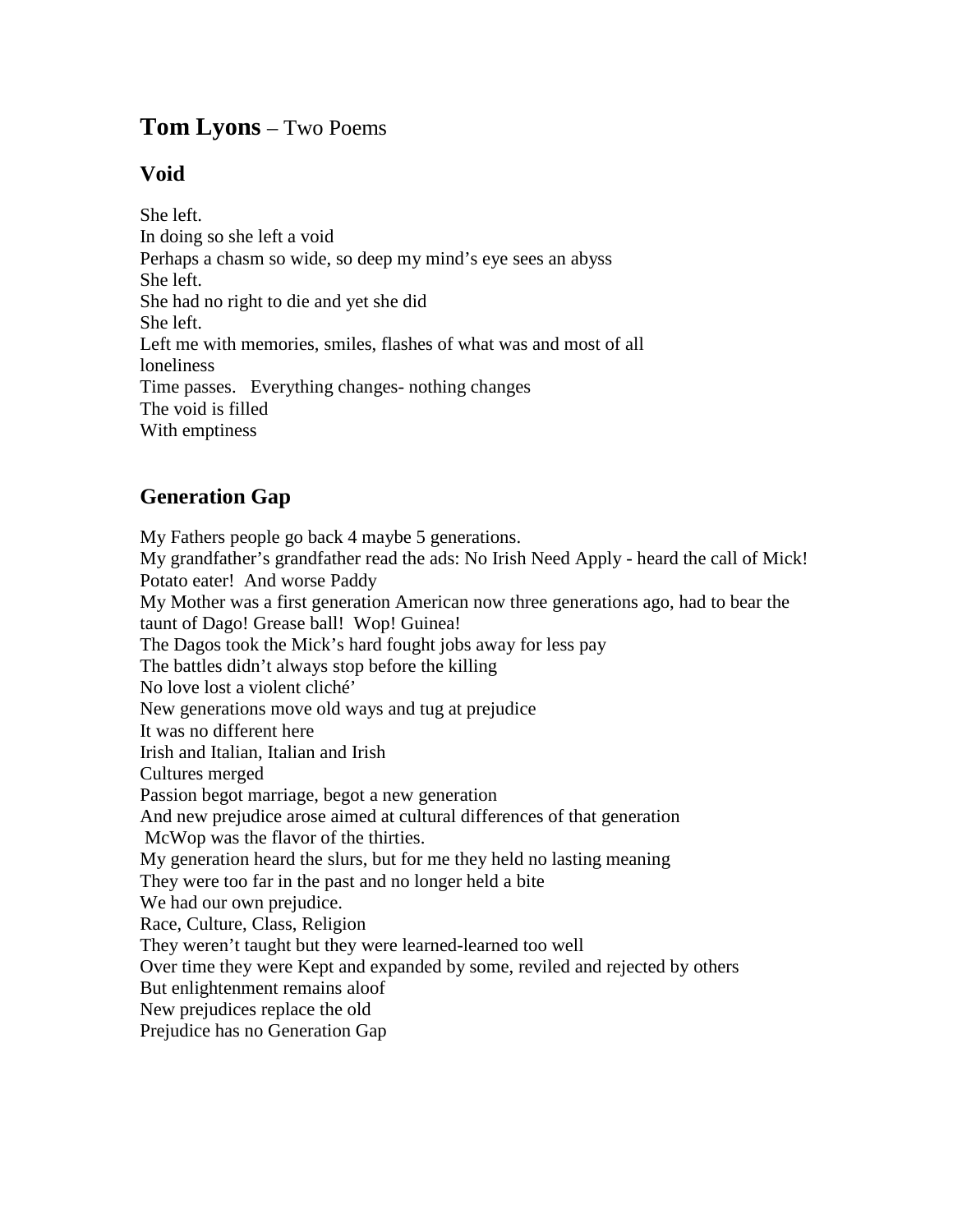# **Tom Lyons** – Two Poems

## Void

She left.
In doing so she left a void
Perhaps a chasm so wide, so deep my mind's eye sees an abyss
She left.
She had no right to die and yet she did
She left.
Left me with memories, smiles, flashes of what was and most of all
loneliness
Time passes. Everything changes- nothing changes
The void is filled
With emptiness

## Generation Gap

My Fathers people go back 4 maybe 5 generations.
My grandfather's grandfather read the ads: No Irish Need Apply - heard the call of Mick!
Potato eater! And worse Paddy
My Mother was a first generation American now three generations ago, had to bear the
taunt of Dago! Grease ball! Wop! Guinea!
The Dagos took the Mick's hard fought jobs away for less pay
The battles didn't always stop before the killing
No love lost a violent cliché'
New generations move old ways and tug at prejudice
It was no different here
Irish and Italian, Italian and Irish
Cultures merged
Passion begot marriage, begot a new generation
And new prejudice arose aimed at cultural differences of that generation
McWop was the flavor of the thirties.
My generation heard the slurs, but for me they held no lasting meaning
They were too far in the past and no longer held a bite
We had our own prejudice.
Race, Culture, Class, Religion
They weren't taught but they were learned-learned too well
Over time they were Kept and expanded by some, reviled and rejected by others
But enlightenment remains aloof
New prejudices replace the old
Prejudice has no Generation Gap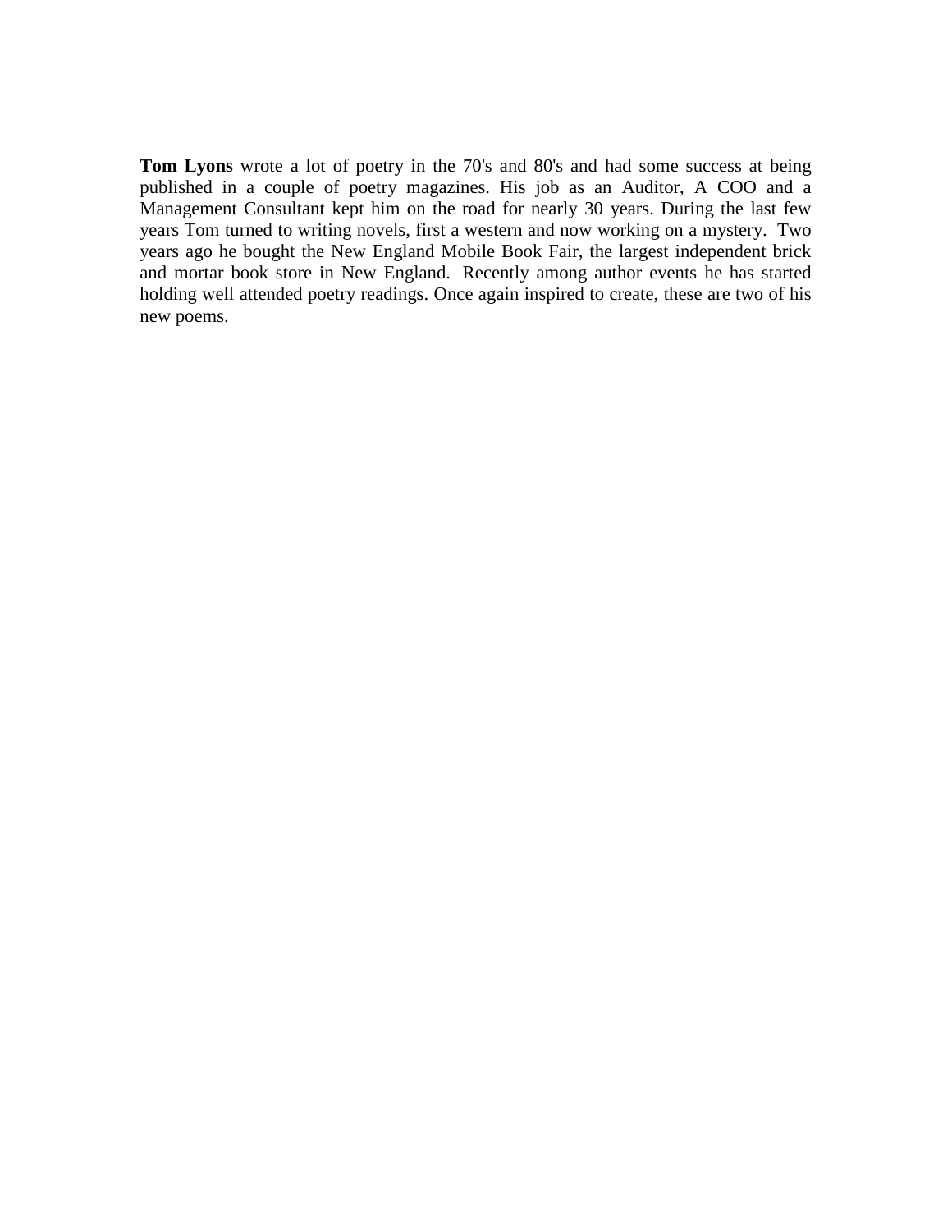**Tom Lyons** wrote a lot of poetry in the 70's and 80's and had some success at being published in a couple of poetry magazines. His job as an Auditor, A COO and a Management Consultant kept him on the road for nearly 30 years. During the last few years Tom turned to writing novels, first a western and now working on a mystery. Two years ago he bought the New England Mobile Book Fair, the largest independent brick and mortar book store in New England. Recently among author events he has started holding well attended poetry readings. Once again inspired to create, these are two of his new poems.